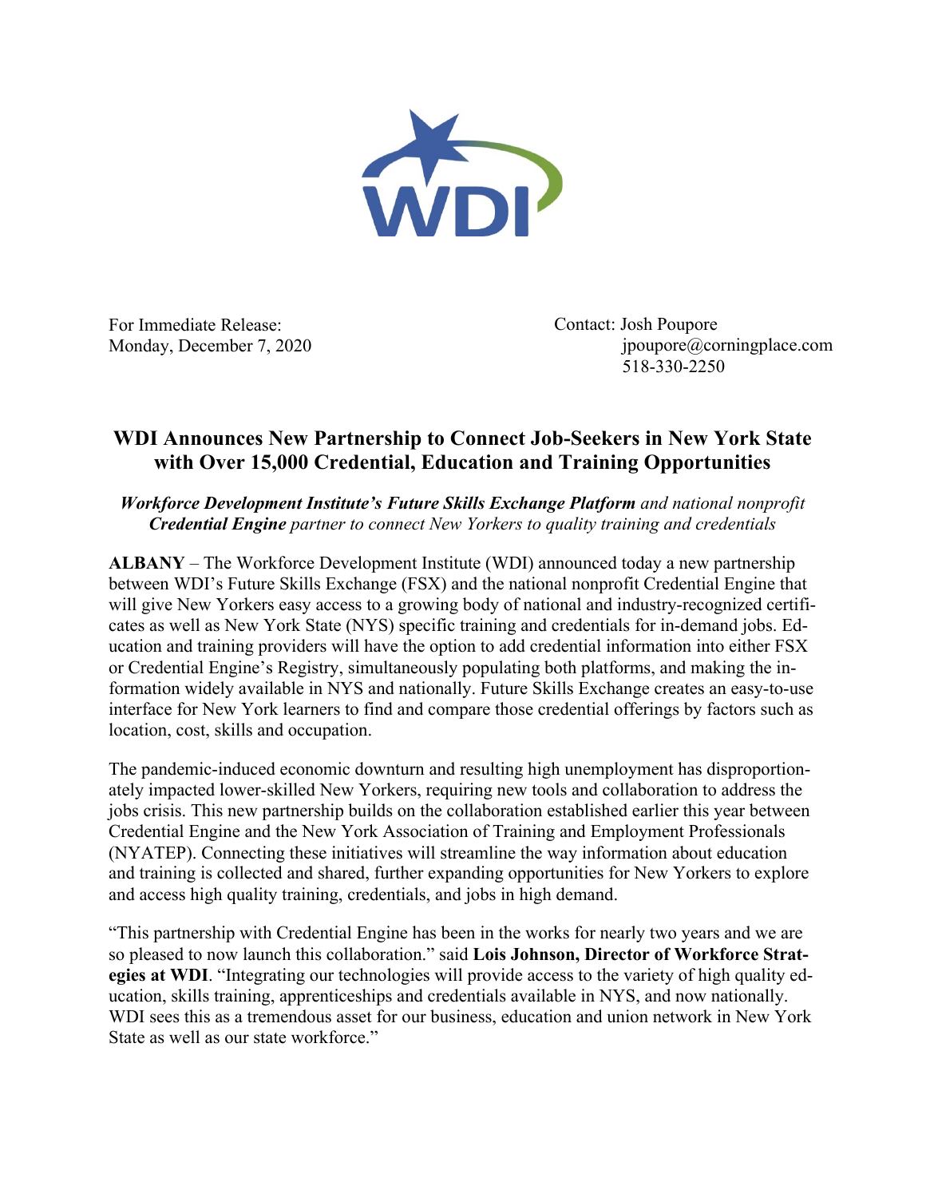For Immediate Release:
Monday, December 7, 2020

Contact: Josh Poupore
jpoupore@corningplace.com
518-330-2250

# WDI Announces New Partnership to Connect Job-Seekers in New York State with Over 15,000 Credential, Education and Training Opportunities

***Workforce Development Institute's Future Skills Exchange Platform** and national nonprofit **Credential Engine** partner to connect New Yorkers to quality training and credentials*

**ALBANY** – The Workforce Development Institute (WDI) announced today a new partnership between WDI's Future Skills Exchange (FSX) and the national nonprofit Credential Engine that will give New Yorkers easy access to a growing body of national and industry-recognized certificates as well as New York State (NYS) specific training and credentials for in-demand jobs. Education and training providers will have the option to add credential information into either FSX or Credential Engine's Registry, simultaneously populating both platforms, and making the information widely available in NYS and nationally. Future Skills Exchange creates an easy-to-use interface for New York learners to find and compare those credential offerings by factors such as location, cost, skills and occupation.

The pandemic-induced economic downturn and resulting high unemployment has disproportionately impacted lower-skilled New Yorkers, requiring new tools and collaboration to address the jobs crisis. This new partnership builds on the collaboration established earlier this year between Credential Engine and the New York Association of Training and Employment Professionals (NYATEP). Connecting these initiatives will streamline the way information about education and training is collected and shared, further expanding opportunities for New Yorkers to explore and access high quality training, credentials, and jobs in high demand.

"This partnership with Credential Engine has been in the works for nearly two years and we are so pleased to now launch this collaboration." said **Lois Johnson, Director of Workforce Strategies at WDI**. "Integrating our technologies will provide access to the variety of high quality education, skills training, apprenticeships and credentials available in NYS, and now nationally. WDI sees this as a tremendous asset for our business, education and union network in New York State as well as our state workforce."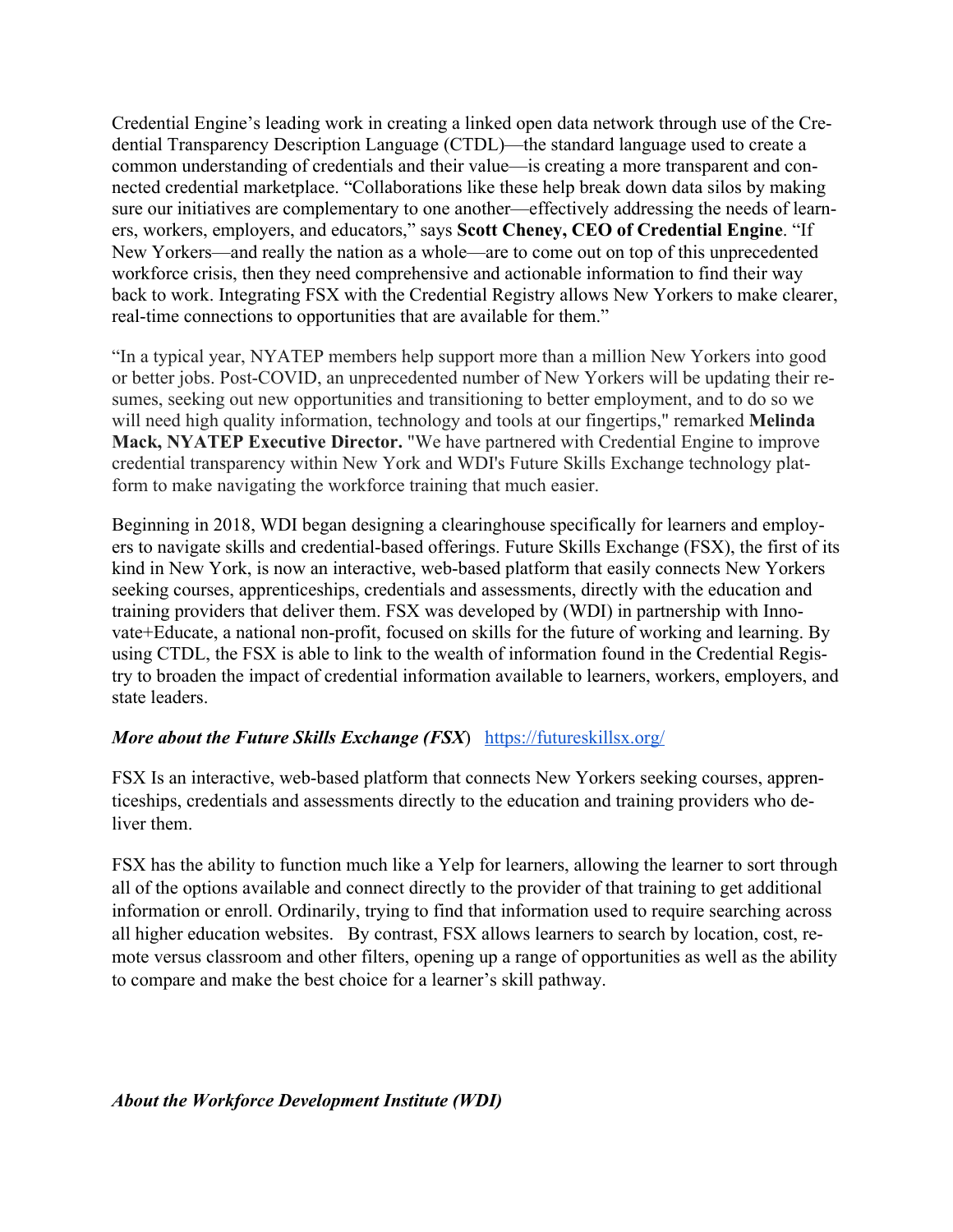Credential Engine's leading work in creating a linked open data network through use of the Credential Transparency Description Language (CTDL)—the standard language used to create a common understanding of credentials and their value—is creating a more transparent and connected credential marketplace. "Collaborations like these help break down data silos by making sure our initiatives are complementary to one another—effectively addressing the needs of learners, workers, employers, and educators," says **Scott Cheney, CEO of Credential Engine**. "If New Yorkers—and really the nation as a whole—are to come out on top of this unprecedented workforce crisis, then they need comprehensive and actionable information to find their way back to work. Integrating FSX with the Credential Registry allows New Yorkers to make clearer, real-time connections to opportunities that are available for them."

"In a typical year, NYATEP members help support more than a million New Yorkers into good or better jobs. Post-COVID, an unprecedented number of New Yorkers will be updating their resumes, seeking out new opportunities and transitioning to better employment, and to do so we will need high quality information, technology and tools at our fingertips," remarked **Melinda Mack, NYATEP Executive Director.** "We have partnered with Credential Engine to improve credential transparency within New York and WDI's Future Skills Exchange technology platform to make navigating the workforce training that much easier.

Beginning in 2018, WDI began designing a clearinghouse specifically for learners and employers to navigate skills and credential-based offerings. Future Skills Exchange (FSX), the first of its kind in New York, is now an interactive, web-based platform that easily connects New Yorkers seeking courses, apprenticeships, credentials and assessments, directly with the education and training providers that deliver them. FSX was developed by (WDI) in partnership with Innovate+Educate, a national non-profit, focused on skills for the future of working and learning. By using CTDL, the FSX is able to link to the wealth of information found in the Credential Registry to broaden the impact of credential information available to learners, workers, employers, and state leaders.

***More about the Future Skills Exchange (FSX***) https://futureskillsx.org/

FSX Is an interactive, web-based platform that connects New Yorkers seeking courses, apprenticeships, credentials and assessments directly to the education and training providers who deliver them.

FSX has the ability to function much like a Yelp for learners, allowing the learner to sort through all of the options available and connect directly to the provider of that training to get additional information or enroll. Ordinarily, trying to find that information used to require searching across all higher education websites. By contrast, FSX allows learners to search by location, cost, remote versus classroom and other filters, opening up a range of opportunities as well as the ability to compare and make the best choice for a learner's skill pathway.

***About the Workforce Development Institute (WDI)***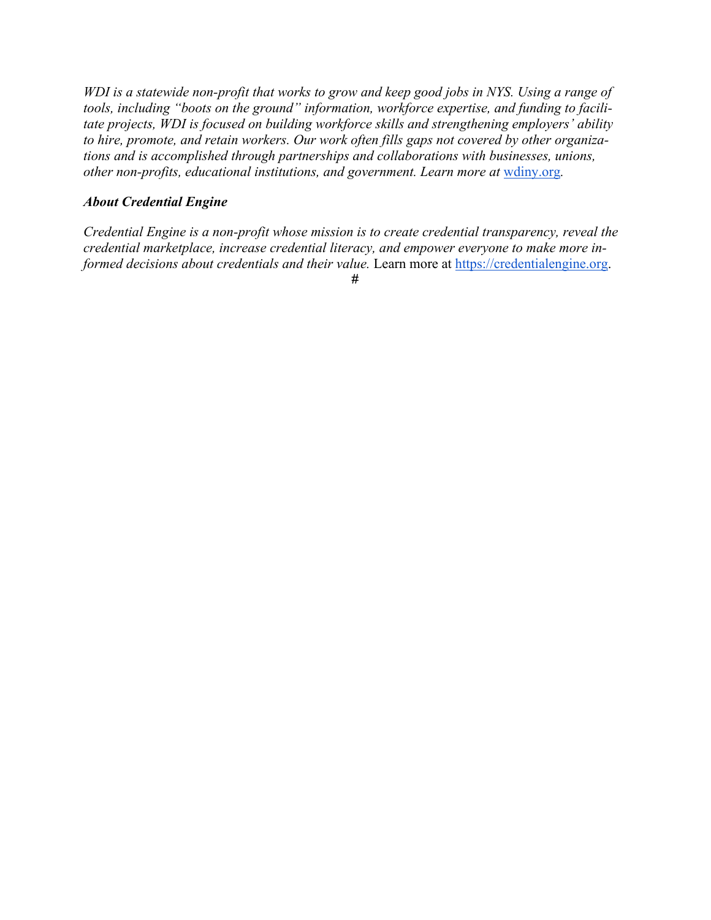*WDI is a statewide non-profit that works to grow and keep good jobs in NYS. Using a range of tools, including "boots on the ground" information, workforce expertise, and funding to facilitate projects, WDI is focused on building workforce skills and strengthening employers' ability to hire, promote, and retain workers. Our work often fills gaps not covered by other organizations and is accomplished through partnerships and collaborations with businesses, unions, other non-profits, educational institutions, and government. Learn more at* [wdiny.org](wdiny.org)*.*

***About Credential Engine***

*Credential Engine is a non-profit whose mission is to create credential transparency, reveal the credential marketplace, increase credential literacy, and empower everyone to make more informed decisions about credentials and their value.* Learn more at [https://credentialengine.org](https://credentialengine.org).

#